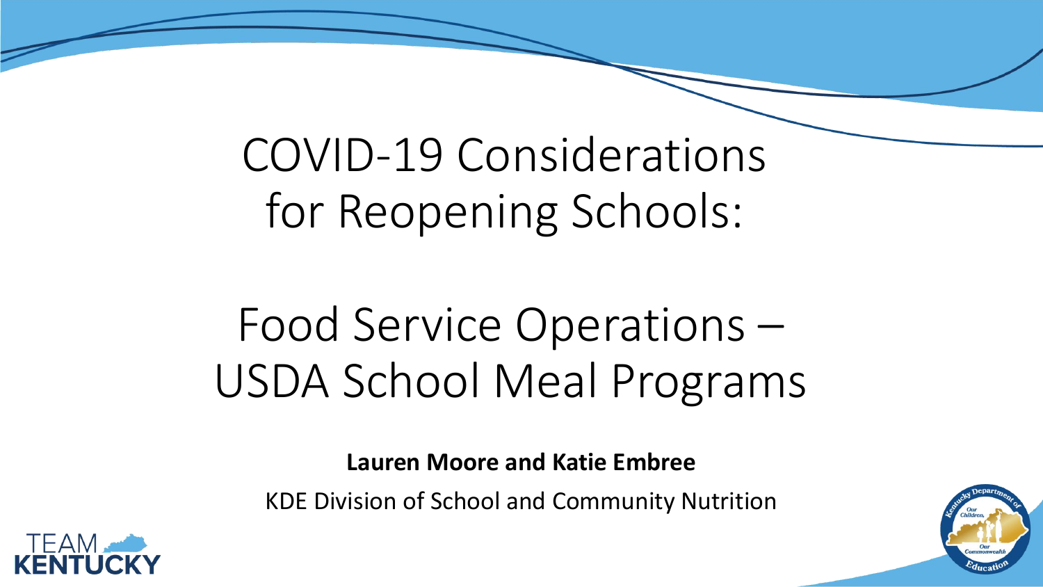# COVID-19 Considerations for Reopening Schools:

# Food Service Operations – USDA School Meal Programs

**Lauren Moore and Katie Embree**

KDE Division of School and Community Nutrition

TEAM KENTUCKY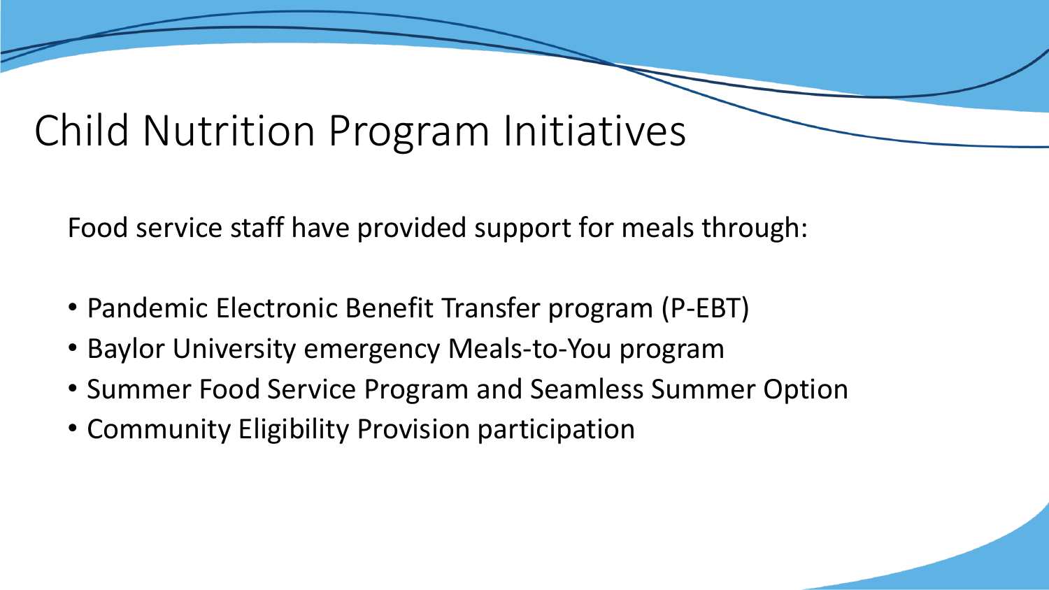# Child Nutrition Program Initiatives

Food service staff have provided support for meals through:

- Pandemic Electronic Benefit Transfer program (P-EBT)
- Baylor University emergency Meals-to-You program
- Summer Food Service Program and Seamless Summer Option
- Community Eligibility Provision participation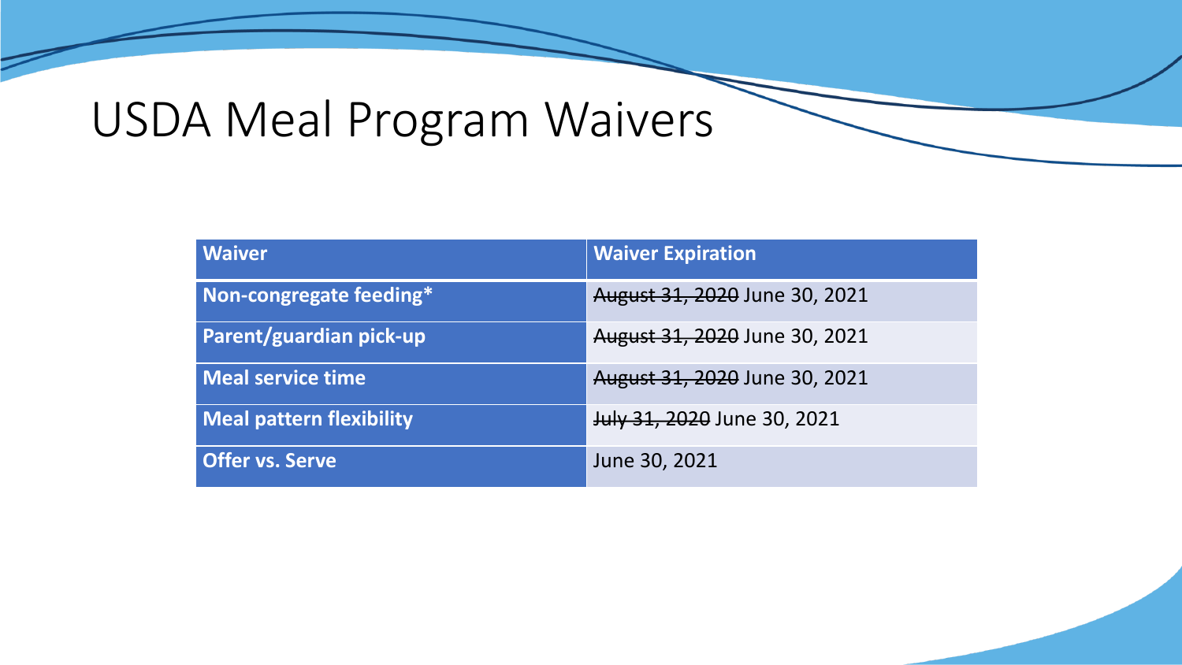# USDA Meal Program Waivers

| Waiver | Waiver Expiration |
| --- | --- |
| **Non-congregate feeding*** | ~~August 31, 2020~~ June 30, 2021 |
| **Parent/guardian pick-up** | ~~August 31, 2020~~ June 30, 2021 |
| **Meal service time** | ~~August 31, 2020~~ June 30, 2021 |
| **Meal pattern flexibility** | ~~July 31, 2020~~ June 30, 2021 |
| **Offer vs. Serve** | June 30, 2021 |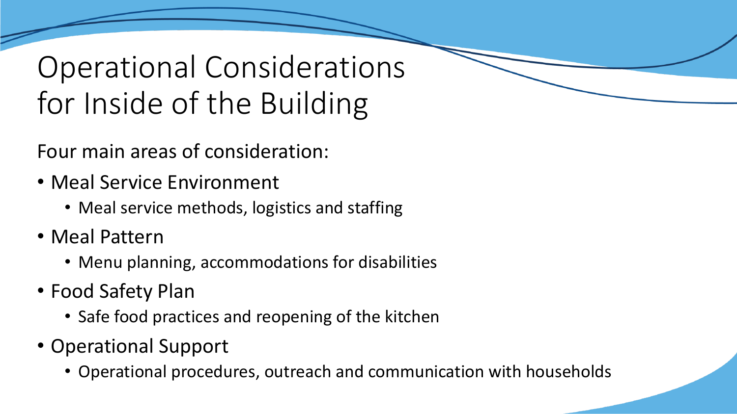# Operational Considerations for Inside of the Building

Four main areas of consideration:

- Meal Service Environment
  - Meal service methods, logistics and staffing
- Meal Pattern
  - Menu planning, accommodations for disabilities
- Food Safety Plan
  - Safe food practices and reopening of the kitchen
- Operational Support
  - Operational procedures, outreach and communication with households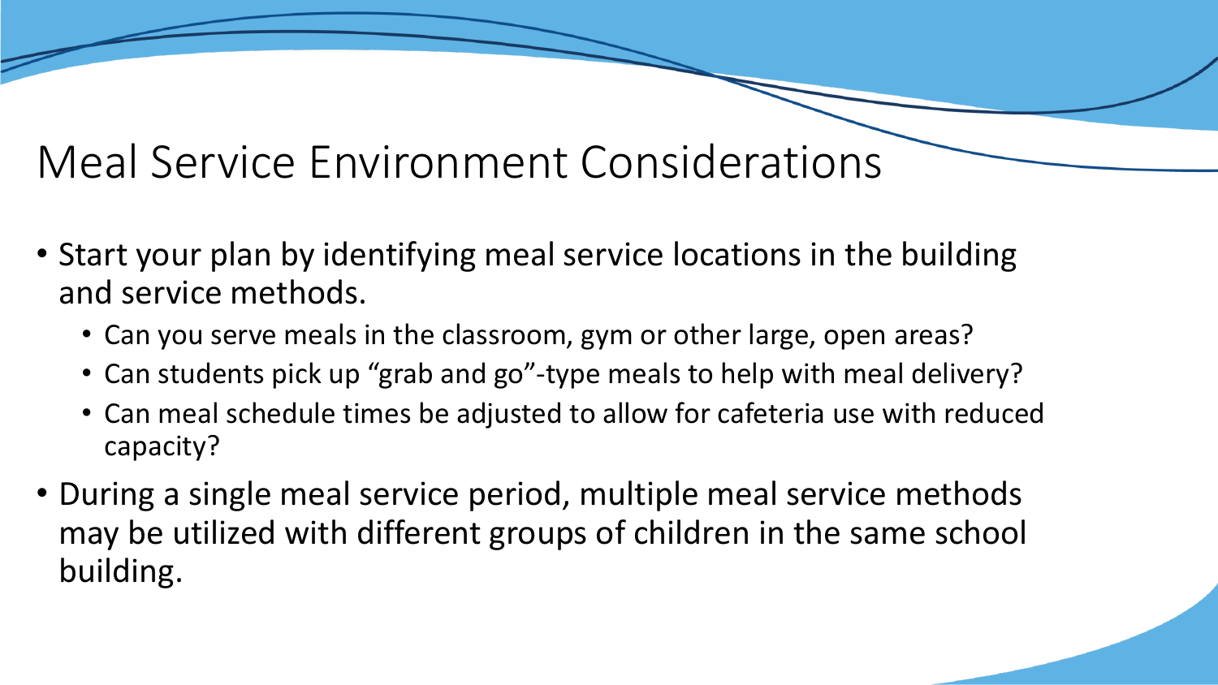# Meal Service Environment Considerations

- Start your plan by identifying meal service locations in the building and service methods.
  - Can you serve meals in the classroom, gym or other large, open areas?
  - Can students pick up "grab and go"-type meals to help with meal delivery?
  - Can meal schedule times be adjusted to allow for cafeteria use with reduced capacity?
- During a single meal service period, multiple meal service methods may be utilized with different groups of children in the same school building.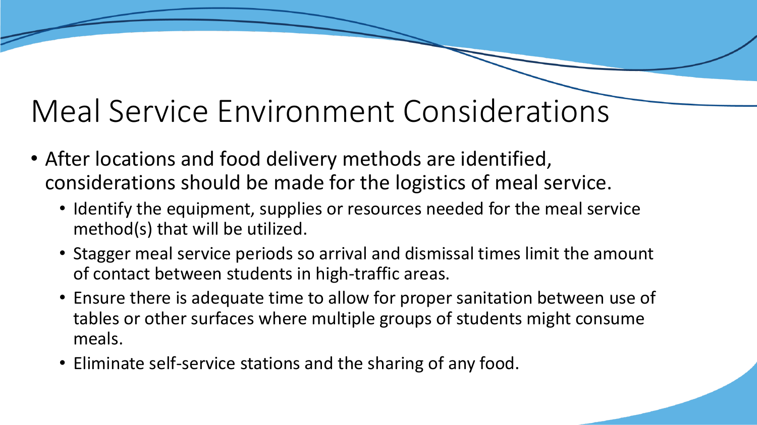# Meal Service Environment Considerations

- After locations and food delivery methods are identified, considerations should be made for the logistics of meal service.
  - Identify the equipment, supplies or resources needed for the meal service method(s) that will be utilized.
  - Stagger meal service periods so arrival and dismissal times limit the amount of contact between students in high-traffic areas.
  - Ensure there is adequate time to allow for proper sanitation between use of tables or other surfaces where multiple groups of students might consume meals.
  - Eliminate self-service stations and the sharing of any food.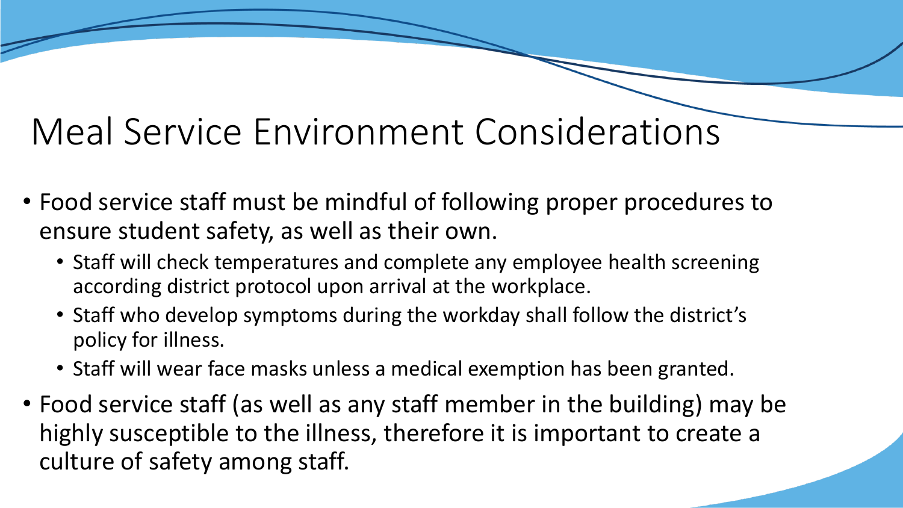# Meal Service Environment Considerations

- Food service staff must be mindful of following proper procedures to ensure student safety, as well as their own.
  - Staff will check temperatures and complete any employee health screening according district protocol upon arrival at the workplace.
  - Staff who develop symptoms during the workday shall follow the district's policy for illness.
  - Staff will wear face masks unless a medical exemption has been granted.
- Food service staff (as well as any staff member in the building) may be highly susceptible to the illness, therefore it is important to create a culture of safety among staff.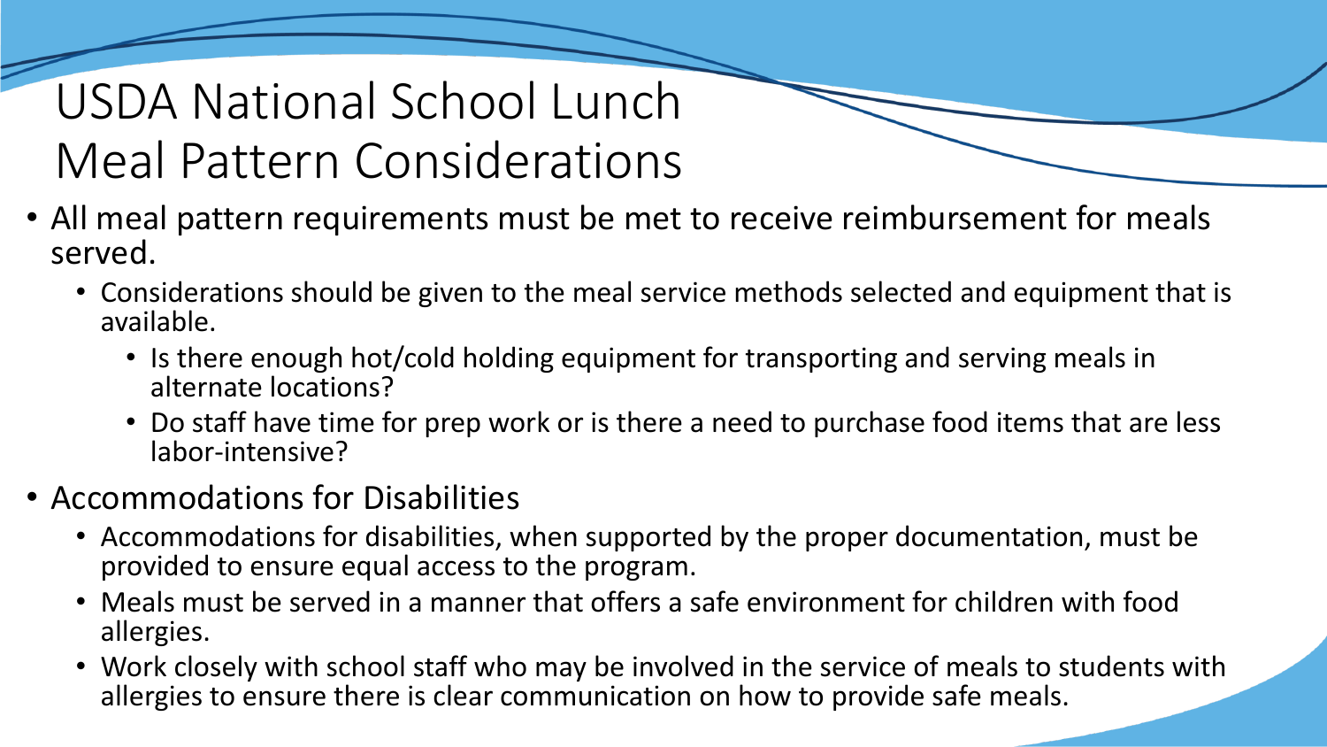# USDA National School Lunch Meal Pattern Considerations

- All meal pattern requirements must be met to receive reimbursement for meals served.
  - Considerations should be given to the meal service methods selected and equipment that is available.
    - Is there enough hot/cold holding equipment for transporting and serving meals in alternate locations?
    - Do staff have time for prep work or is there a need to purchase food items that are less labor-intensive?
- Accommodations for Disabilities
  - Accommodations for disabilities, when supported by the proper documentation, must be provided to ensure equal access to the program.
  - Meals must be served in a manner that offers a safe environment for children with food allergies.
  - Work closely with school staff who may be involved in the service of meals to students with allergies to ensure there is clear communication on how to provide safe meals.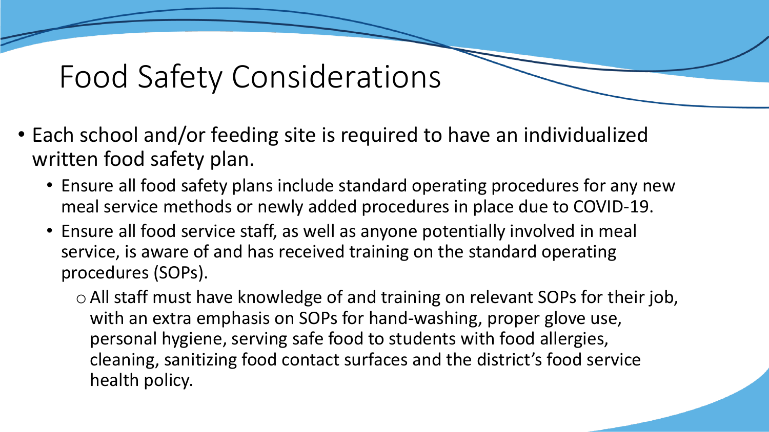# Food Safety Considerations

- Each school and/or feeding site is required to have an individualized written food safety plan.
  - Ensure all food safety plans include standard operating procedures for any new meal service methods or newly added procedures in place due to COVID-19.
  - Ensure all food service staff, as well as anyone potentially involved in meal service, is aware of and has received training on the standard operating procedures (SOPs).
    - All staff must have knowledge of and training on relevant SOPs for their job, with an extra emphasis on SOPs for hand-washing, proper glove use, personal hygiene, serving safe food to students with food allergies, cleaning, sanitizing food contact surfaces and the district's food service health policy.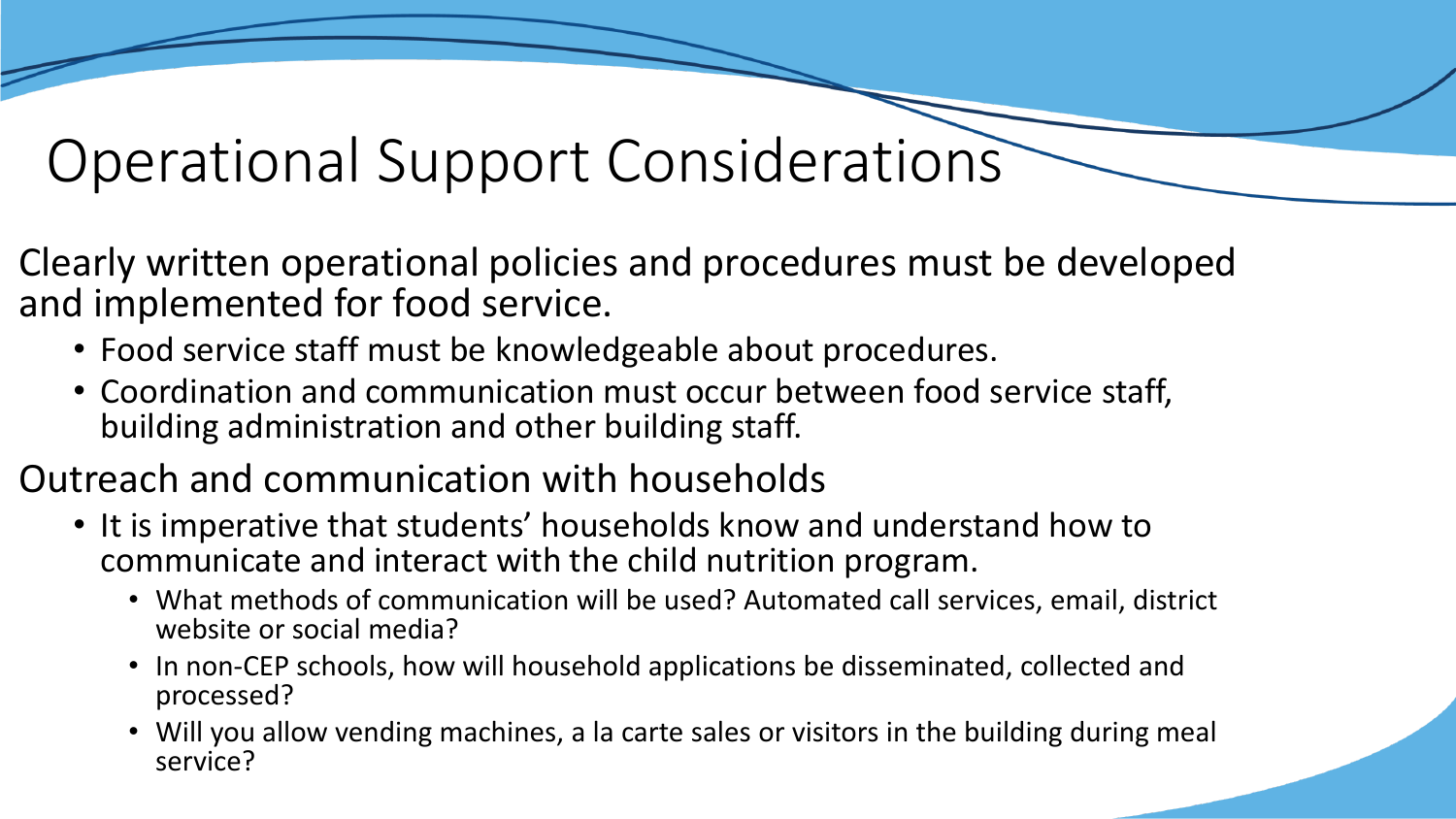# Operational Support Considerations

Clearly written operational policies and procedures must be developed and implemented for food service.

- Food service staff must be knowledgeable about procedures.
- Coordination and communication must occur between food service staff, building administration and other building staff.

Outreach and communication with households

- It is imperative that students' households know and understand how to communicate and interact with the child nutrition program.
  - What methods of communication will be used? Automated call services, email, district website or social media?
  - In non-CEP schools, how will household applications be disseminated, collected and processed?
  - Will you allow vending machines, a la carte sales or visitors in the building during meal service?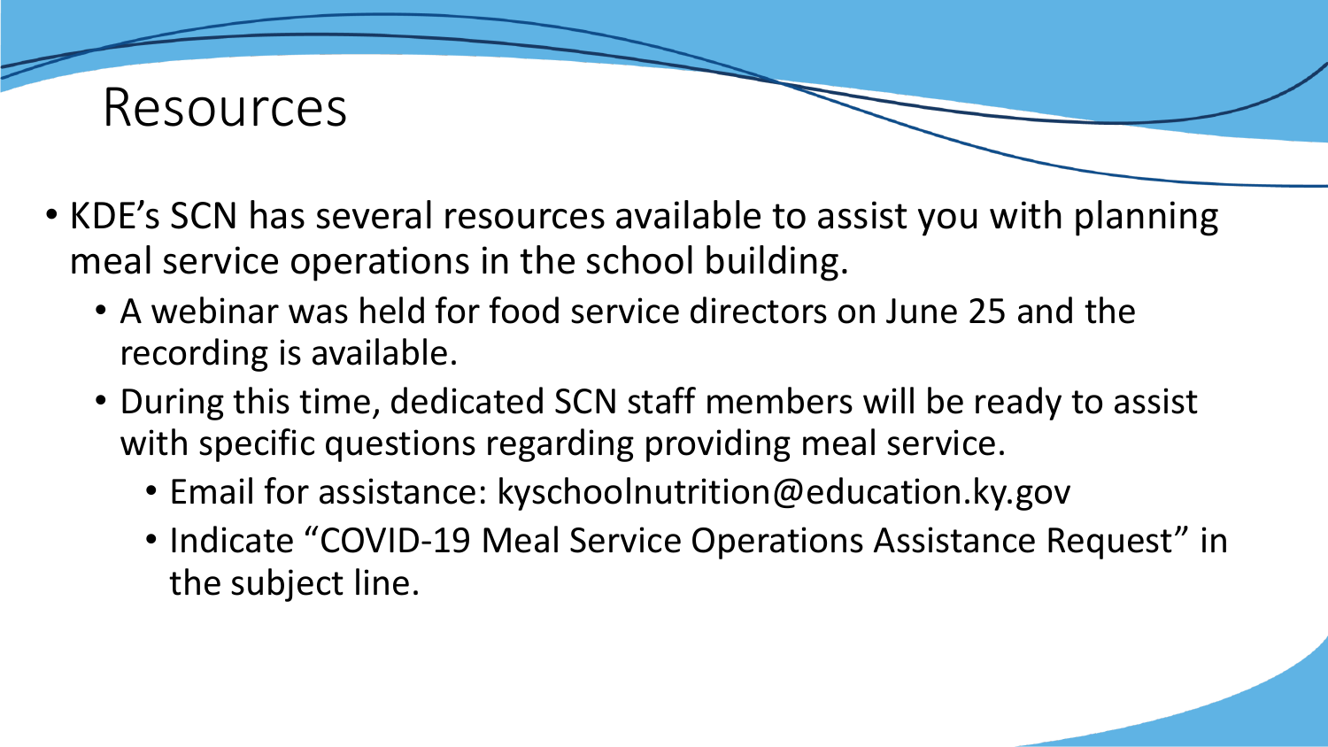# Resources

- KDE’s SCN has several resources available to assist you with planning meal service operations in the school building.
  - A webinar was held for food service directors on June 25 and the recording is available.
  - During this time, dedicated SCN staff members will be ready to assist with specific questions regarding providing meal service.
    - Email for assistance: kyschoolnutrition@education.ky.gov
    - Indicate “COVID-19 Meal Service Operations Assistance Request” in the subject line.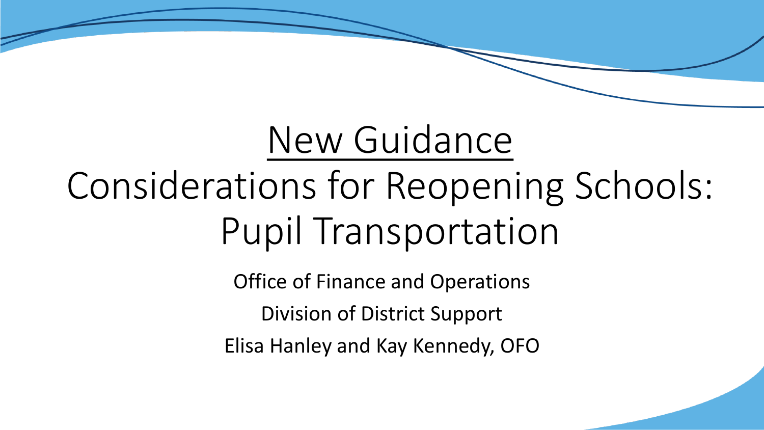# New Guidance

# Considerations for Reopening Schools: Pupil Transportation

Office of Finance and Operations

Division of District Support

Elisa Hanley and Kay Kennedy, OFO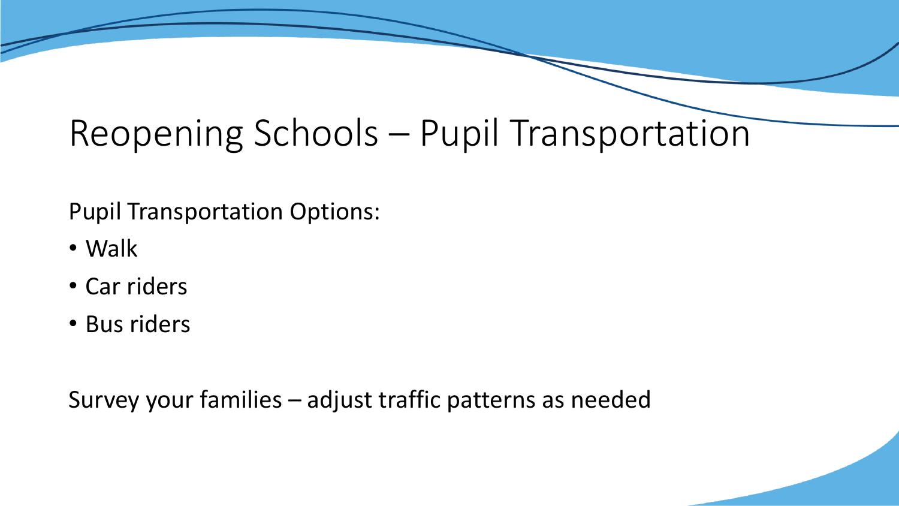# Reopening Schools – Pupil Transportation

Pupil Transportation Options:

- Walk
- Car riders
- Bus riders

Survey your families – adjust traffic patterns as needed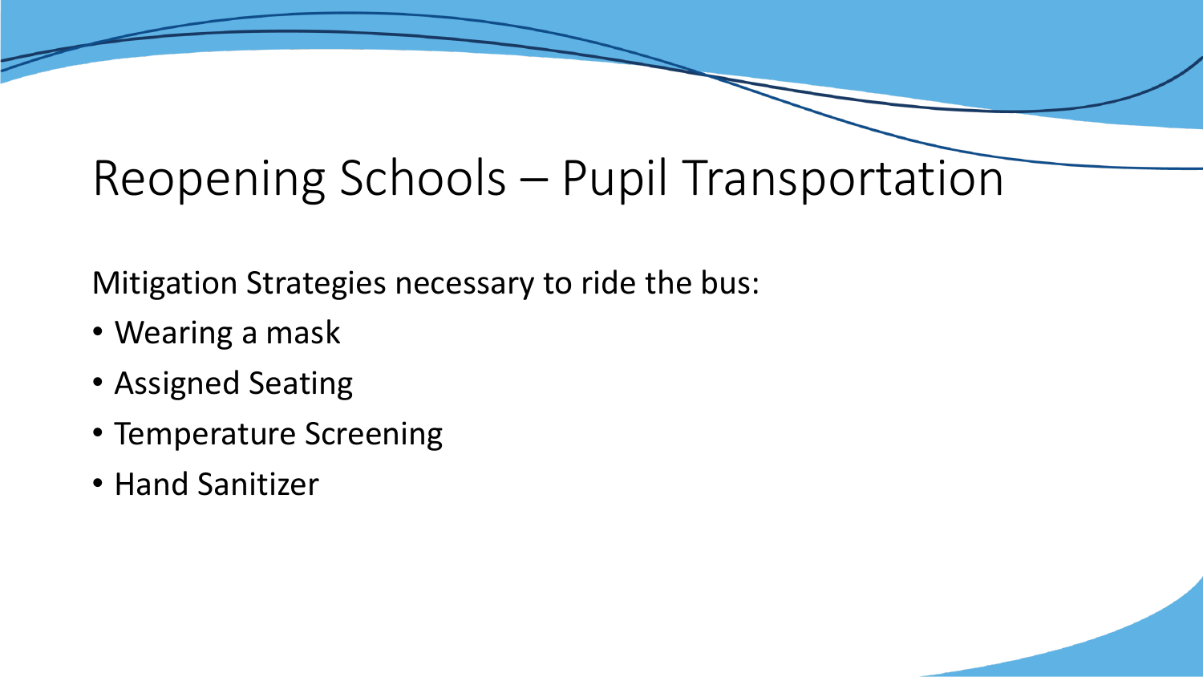# Reopening Schools – Pupil Transportation

Mitigation Strategies necessary to ride the bus:

- Wearing a mask
- Assigned Seating
- Temperature Screening
- Hand Sanitizer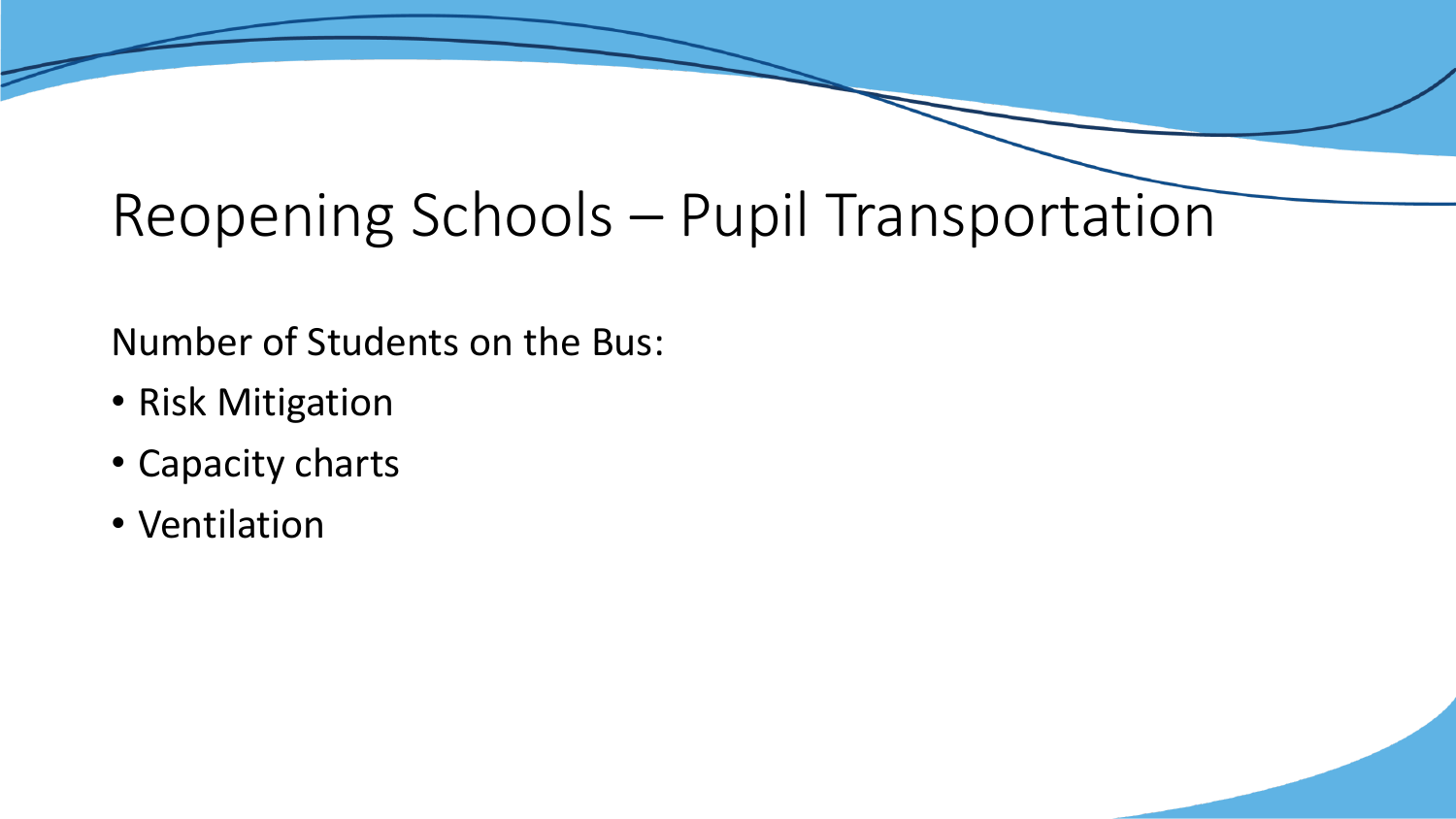# Reopening Schools – Pupil Transportation

Number of Students on the Bus:

- Risk Mitigation
- Capacity charts
- Ventilation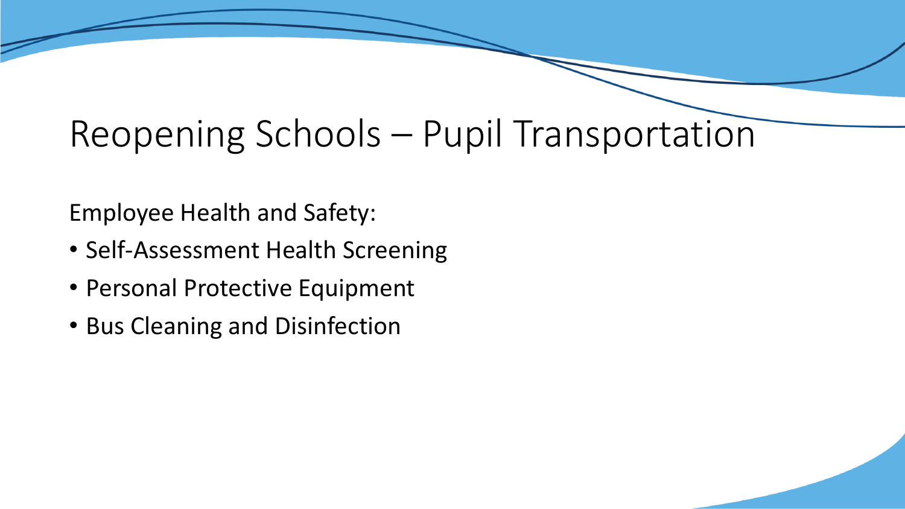# Reopening Schools – Pupil Transportation

Employee Health and Safety:

- Self-Assessment Health Screening
- Personal Protective Equipment
- Bus Cleaning and Disinfection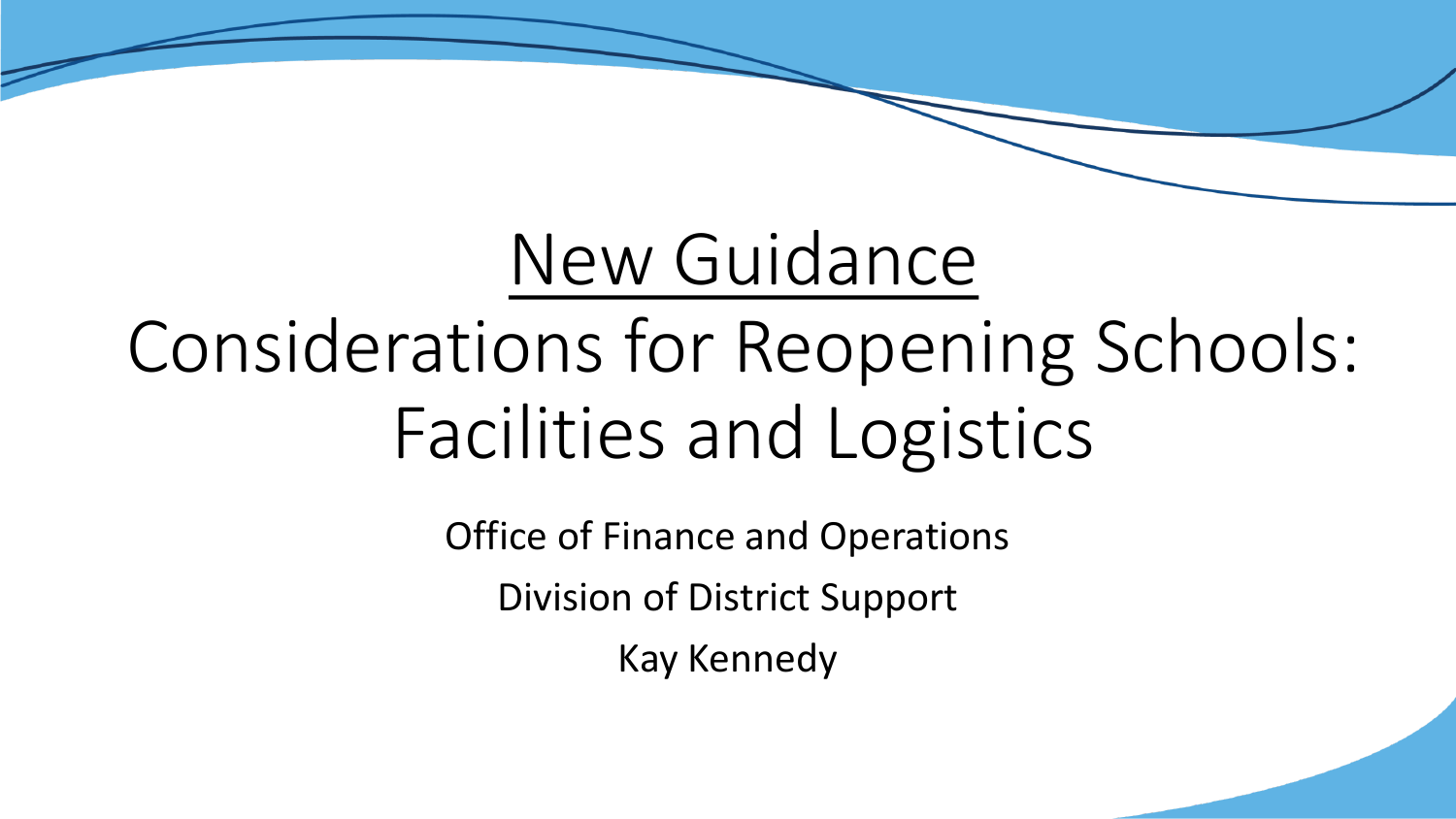# New Guidance

# Considerations for Reopening Schools: Facilities and Logistics

Office of Finance and Operations

Division of District Support

Kay Kennedy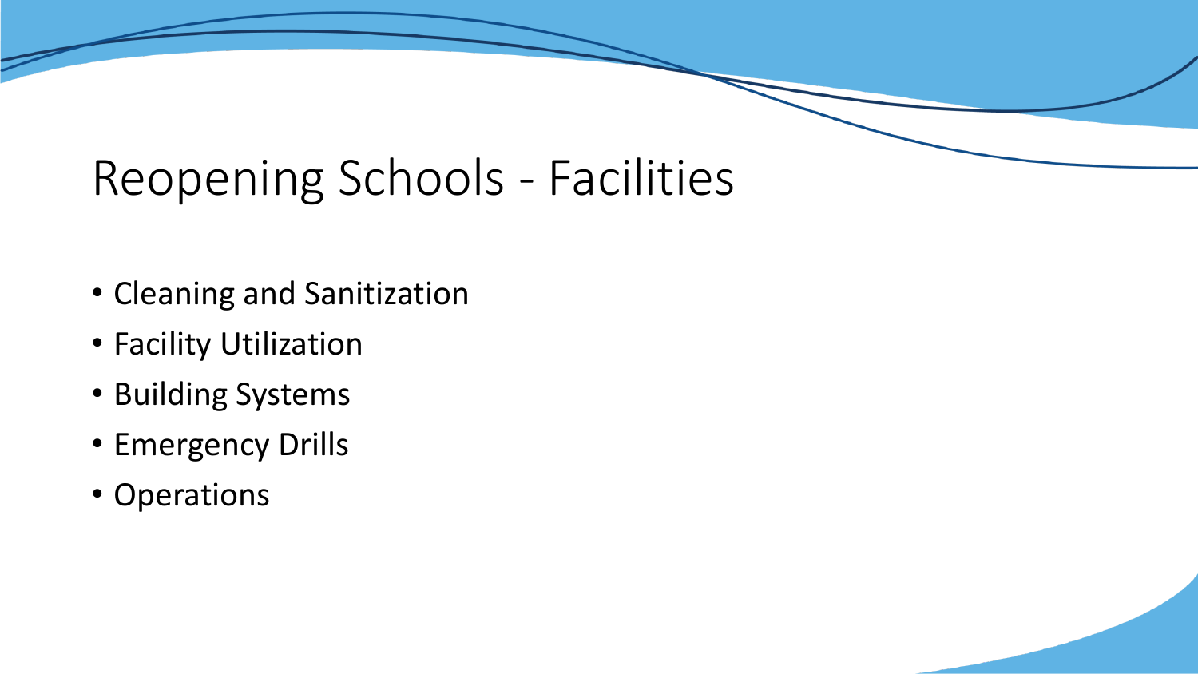# Reopening Schools - Facilities

- Cleaning and Sanitization
- Facility Utilization
- Building Systems
- Emergency Drills
- Operations